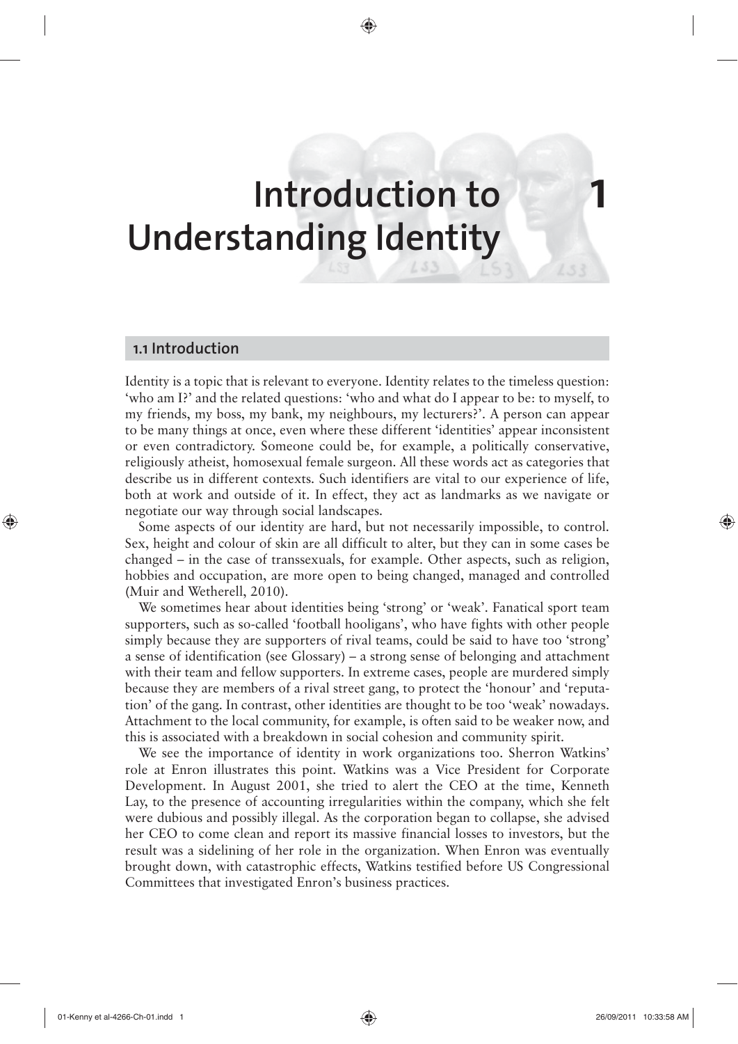# 1 Introduction to Understanding Identity

## 1.1 Introduction

Identity is a topic that is relevant to everyone. Identity relates to the timeless question: 'who am I?' and the related questions: 'who and what do I appear to be: to myself, to my friends, my boss, my bank, my neighbours, my lecturers?'. A person can appear to be many things at once, even where these different 'identities' appear inconsistent or even contradictory. Someone could be, for example, a politically conservative, religiously atheist, homosexual female surgeon. All these words act as categories that describe us in different contexts. Such identifiers are vital to our experience of life, both at work and outside of it. In effect, they act as landmarks as we navigate or negotiate our way through social landscapes.

Some aspects of our identity are hard, but not necessarily impossible, to control. Sex, height and colour of skin are all difficult to alter, but they can in some cases be changed – in the case of transsexuals, for example. Other aspects, such as religion, hobbies and occupation, are more open to being changed, managed and controlled (Muir and Wetherell, 2010).

We sometimes hear about identities being 'strong' or 'weak'. Fanatical sport team supporters, such as so-called 'football hooligans', who have fights with other people simply because they are supporters of rival teams, could be said to have too 'strong' a sense of identification (see Glossary) – a strong sense of belonging and attachment with their team and fellow supporters. In extreme cases, people are murdered simply because they are members of a rival street gang, to protect the 'honour' and 'reputation' of the gang. In contrast, other identities are thought to be too 'weak' nowadays. Attachment to the local community, for example, is often said to be weaker now, and this is associated with a breakdown in social cohesion and community spirit.

We see the importance of identity in work organizations too. Sherron Watkins' role at Enron illustrates this point. Watkins was a Vice President for Corporate Development. In August 2001, she tried to alert the CEO at the time, Kenneth Lay, to the presence of accounting irregularities within the company, which she felt were dubious and possibly illegal. As the corporation began to collapse, she advised her CEO to come clean and report its massive financial losses to investors, but the result was a sidelining of her role in the organization. When Enron was eventually brought down, with catastrophic effects, Watkins testified before US Congressional Committees that investigated Enron's business practices.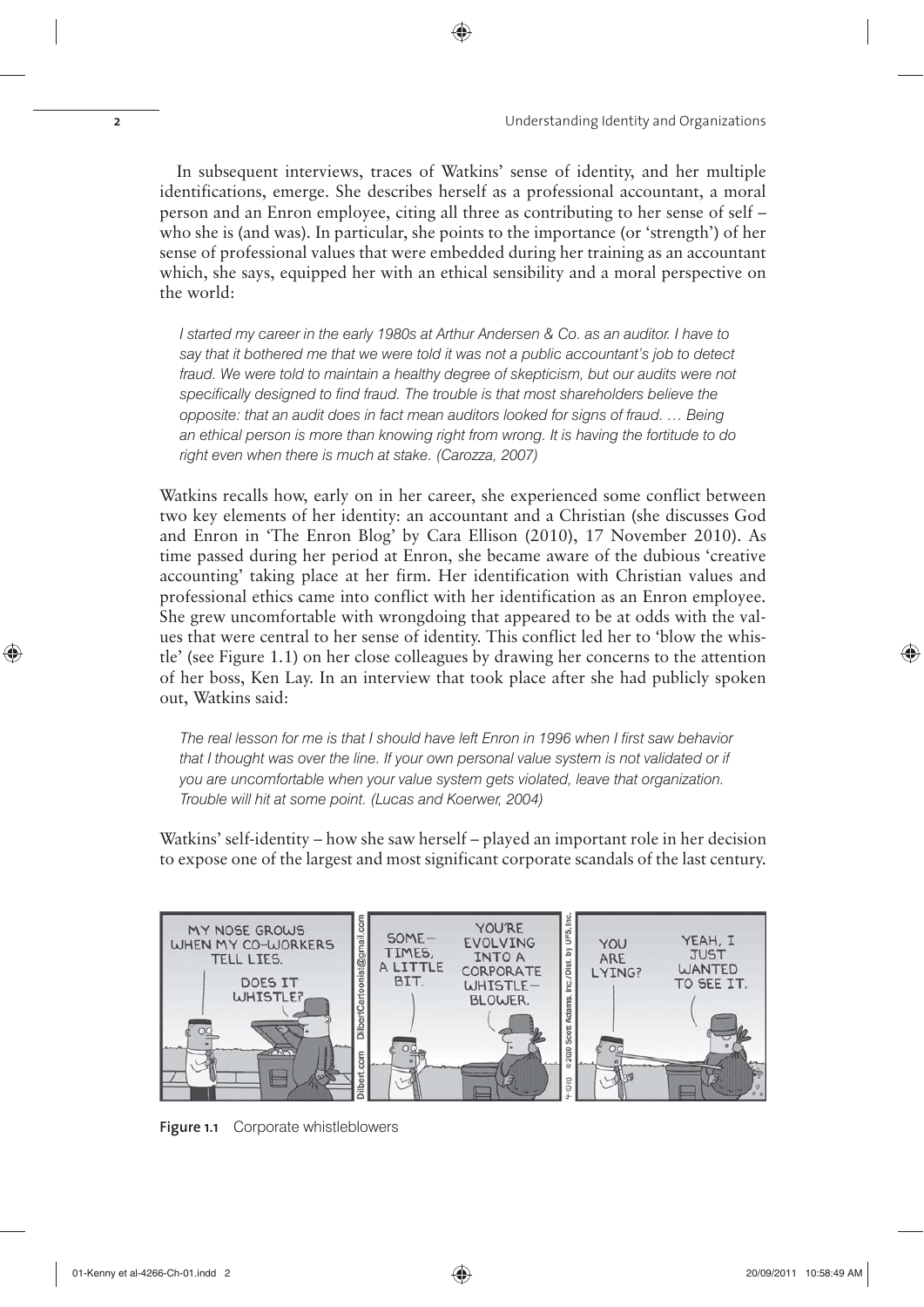In subsequent interviews, traces of Watkins' sense of identity, and her multiple identifications, emerge. She describes herself as a professional accountant, a moral person and an Enron employee, citing all three as contributing to her sense of self – who she is (and was). In particular, she points to the importance (or 'strength') of her sense of professional values that were embedded during her training as an accountant which, she says, equipped her with an ethical sensibility and a moral perspective on the world:

> *I started my career in the early 1980s at Arthur Andersen & Co. as an auditor. I have to say that it bothered me that we were told it was not a public accountant's job to detect fraud. We were told to maintain a healthy degree of skepticism, but our audits were not specifically designed to find fraud. The trouble is that most shareholders believe the opposite: that an audit does in fact mean auditors looked for signs of fraud. … Being an ethical person is more than knowing right from wrong. It is having the fortitude to do right even when there is much at stake. (Carozza, 2007)*

Watkins recalls how, early on in her career, she experienced some conflict between two key elements of her identity: an accountant and a Christian (she discusses God and Enron in 'The Enron Blog' by Cara Ellison (2010), 17 November 2010). As time passed during her period at Enron, she became aware of the dubious 'creative accounting' taking place at her firm. Her identification with Christian values and professional ethics came into conflict with her identification as an Enron employee. She grew uncomfortable with wrongdoing that appeared to be at odds with the values that were central to her sense of identity. This conflict led her to 'blow the whistle' (see Figure 1.1) on her close colleagues by drawing her concerns to the attention of her boss, Ken Lay. In an interview that took place after she had publicly spoken out, Watkins said:

> *The real lesson for me is that I should have left Enron in 1996 when I first saw behavior that I thought was over the line. If your own personal value system is not validated or if you are uncomfortable when your value system gets violated, leave that organization. Trouble will hit at some point. (Lucas and Koerwer, 2004)*

Watkins' self-identity – how she saw herself – played an important role in her decision to expose one of the largest and most significant corporate scandals of the last century.

**Figure 1.1** Corporate whistleblowers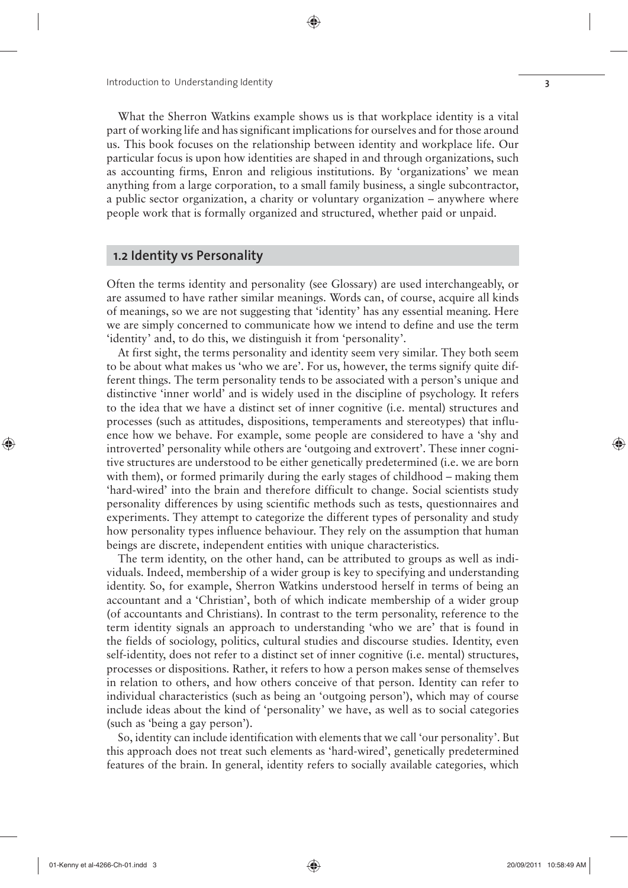What the Sherron Watkins example shows us is that workplace identity is a vital part of working life and has significant implications for ourselves and for those around us. This book focuses on the relationship between identity and workplace life. Our particular focus is upon how identities are shaped in and through organizations, such as accounting firms, Enron and religious institutions. By 'organizations' we mean anything from a large corporation, to a small family business, a single subcontractor, a public sector organization, a charity or voluntary organization – anywhere where people work that is formally organized and structured, whether paid or unpaid.

## 1.2 Identity vs Personality

Often the terms identity and personality (see Glossary) are used interchangeably, or are assumed to have rather similar meanings. Words can, of course, acquire all kinds of meanings, so we are not suggesting that 'identity' has any essential meaning. Here we are simply concerned to communicate how we intend to define and use the term 'identity' and, to do this, we distinguish it from 'personality'.

At first sight, the terms personality and identity seem very similar. They both seem to be about what makes us 'who we are'. For us, however, the terms signify quite different things. The term personality tends to be associated with a person's unique and distinctive 'inner world' and is widely used in the discipline of psychology. It refers to the idea that we have a distinct set of inner cognitive (i.e. mental) structures and processes (such as attitudes, dispositions, temperaments and stereotypes) that influence how we behave. For example, some people are considered to have a 'shy and introverted' personality while others are 'outgoing and extrovert'. These inner cognitive structures are understood to be either genetically predetermined (i.e. we are born with them), or formed primarily during the early stages of childhood – making them 'hard-wired' into the brain and therefore difficult to change. Social scientists study personality differences by using scientific methods such as tests, questionnaires and experiments. They attempt to categorize the different types of personality and study how personality types influence behaviour. They rely on the assumption that human beings are discrete, independent entities with unique characteristics.

The term identity, on the other hand, can be attributed to groups as well as individuals. Indeed, membership of a wider group is key to specifying and understanding identity. So, for example, Sherron Watkins understood herself in terms of being an accountant and a 'Christian', both of which indicate membership of a wider group (of accountants and Christians). In contrast to the term personality, reference to the term identity signals an approach to understanding 'who we are' that is found in the fields of sociology, politics, cultural studies and discourse studies. Identity, even self-identity, does not refer to a distinct set of inner cognitive (i.e. mental) structures, processes or dispositions. Rather, it refers to how a person makes sense of themselves in relation to others, and how others conceive of that person. Identity can refer to individual characteristics (such as being an 'outgoing person'), which may of course include ideas about the kind of 'personality' we have, as well as to social categories (such as 'being a gay person').

So, identity can include identification with elements that we call 'our personality'. But this approach does not treat such elements as 'hard-wired', genetically predetermined features of the brain. In general, identity refers to socially available categories, which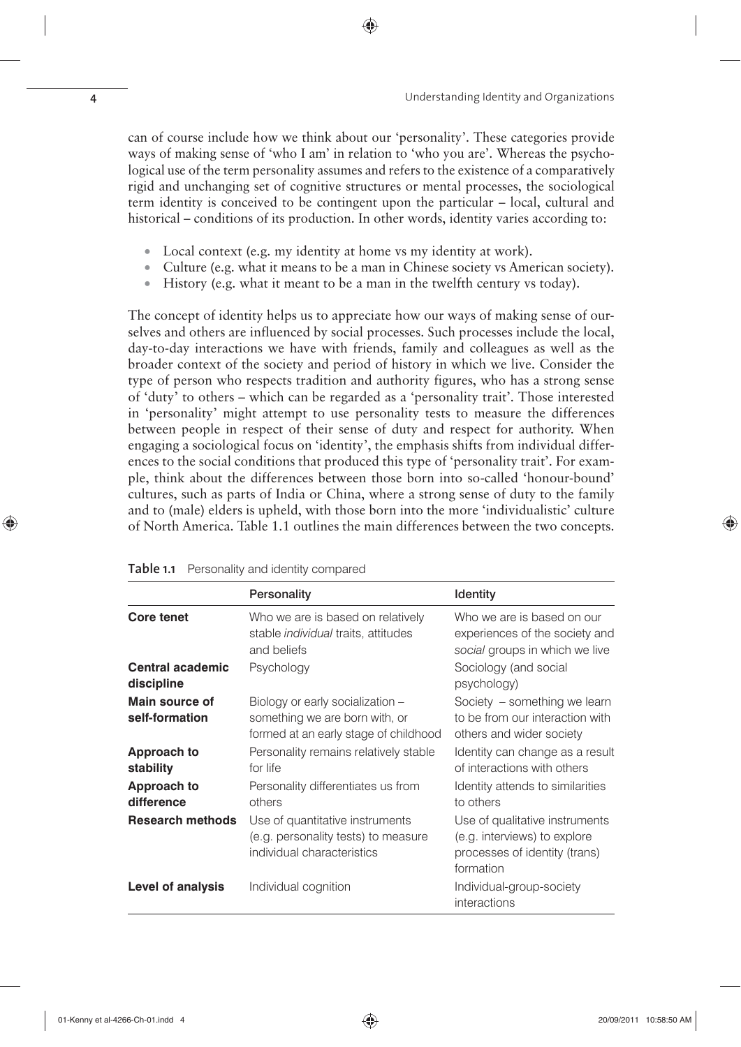can of course include how we think about our 'personality'. These categories provide ways of making sense of 'who I am' in relation to 'who you are'. Whereas the psychological use of the term personality assumes and refers to the existence of a comparatively rigid and unchanging set of cognitive structures or mental processes, the sociological term identity is conceived to be contingent upon the particular – local, cultural and historical – conditions of its production. In other words, identity varies according to:

- Local context (e.g. my identity at home vs my identity at work).
- Culture (e.g. what it means to be a man in Chinese society vs American society).
- History (e.g. what it meant to be a man in the twelfth century vs today).

The concept of identity helps us to appreciate how our ways of making sense of ourselves and others are influenced by social processes. Such processes include the local, day-to-day interactions we have with friends, family and colleagues as well as the broader context of the society and period of history in which we live. Consider the type of person who respects tradition and authority figures, who has a strong sense of 'duty' to others – which can be regarded as a 'personality trait'. Those interested in 'personality' might attempt to use personality tests to measure the differences between people in respect of their sense of duty and respect for authority. When engaging a sociological focus on 'identity', the emphasis shifts from individual differences to the social conditions that produced this type of 'personality trait'. For example, think about the differences between those born into so-called 'honour-bound' cultures, such as parts of India or China, where a strong sense of duty to the family and to (male) elders is upheld, with those born into the more 'individualistic' culture of North America. Table 1.1 outlines the main differences between the two concepts.

**Table 1.1** Personality and identity compared

| | **Personality** | **Identity** |
|---|---|---|
| **Core tenet** | Who we are is based on relatively stable *individual* traits, attitudes and beliefs | Who we are is based on our experiences of the society and *social* groups in which we live |
| **Central academic discipline** | Psychology | Sociology (and social psychology) |
| **Main source of self-formation** | Biology or early socialization – something we are born with, or formed at an early stage of childhood | Society – something we learn to be from our interaction with others and wider society |
| **Approach to stability** | Personality remains relatively stable for life | Identity can change as a result of interactions with others |
| **Approach to difference** | Personality differentiates us from others | Identity attends to similarities to others |
| **Research methods** | Use of quantitative instruments (e.g. personality tests) to measure individual characteristics | Use of qualitative instruments (e.g. interviews) to explore processes of identity (trans) formation |
| **Level of analysis** | Individual cognition | Individual-group-society interactions |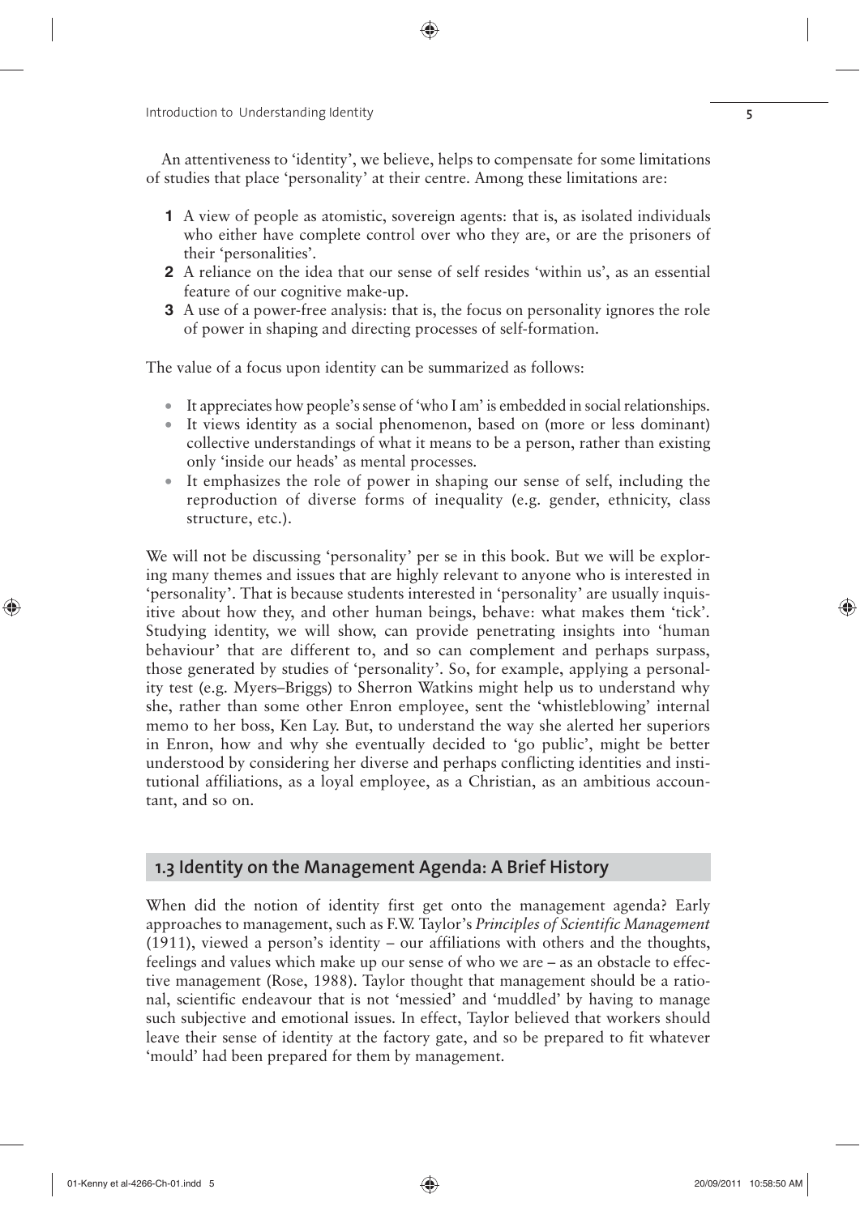An attentiveness to 'identity', we believe, helps to compensate for some limitations of studies that place 'personality' at their centre. Among these limitations are:

1. A view of people as atomistic, sovereign agents: that is, as isolated individuals who either have complete control over who they are, or are the prisoners of their 'personalities'.
2. A reliance on the idea that our sense of self resides 'within us', as an essential feature of our cognitive make-up.
3. A use of a power-free analysis: that is, the focus on personality ignores the role of power in shaping and directing processes of self-formation.

The value of a focus upon identity can be summarized as follows:

- It appreciates how people's sense of 'who I am' is embedded in social relationships.
- It views identity as a social phenomenon, based on (more or less dominant) collective understandings of what it means to be a person, rather than existing only 'inside our heads' as mental processes.
- It emphasizes the role of power in shaping our sense of self, including the reproduction of diverse forms of inequality (e.g. gender, ethnicity, class structure, etc.).

We will not be discussing 'personality' per se in this book. But we will be exploring many themes and issues that are highly relevant to anyone who is interested in 'personality'. That is because students interested in 'personality' are usually inquisitive about how they, and other human beings, behave: what makes them 'tick'. Studying identity, we will show, can provide penetrating insights into 'human behaviour' that are different to, and so can complement and perhaps surpass, those generated by studies of 'personality'. So, for example, applying a personality test (e.g. Myers–Briggs) to Sherron Watkins might help us to understand why she, rather than some other Enron employee, sent the 'whistleblowing' internal memo to her boss, Ken Lay. But, to understand the way she alerted her superiors in Enron, how and why she eventually decided to 'go public', might be better understood by considering her diverse and perhaps conflicting identities and institutional affiliations, as a loyal employee, as a Christian, as an ambitious accountant, and so on.

## 1.3 Identity on the Management Agenda: A Brief History

When did the notion of identity first get onto the management agenda? Early approaches to management, such as F.W. Taylor's *Principles of Scientific Management* (1911), viewed a person's identity – our affiliations with others and the thoughts, feelings and values which make up our sense of who we are – as an obstacle to effective management (Rose, 1988). Taylor thought that management should be a rational, scientific endeavour that is not 'messied' and 'muddled' by having to manage such subjective and emotional issues. In effect, Taylor believed that workers should leave their sense of identity at the factory gate, and so be prepared to fit whatever 'mould' had been prepared for them by management.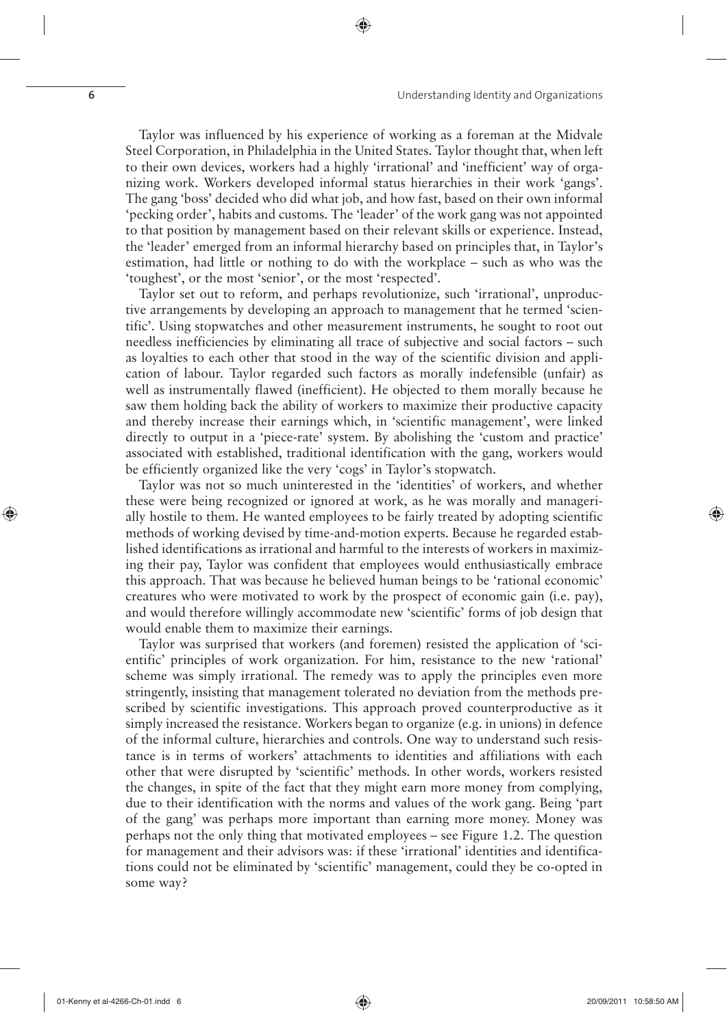Taylor was influenced by his experience of working as a foreman at the Midvale Steel Corporation, in Philadelphia in the United States. Taylor thought that, when left to their own devices, workers had a highly 'irrational' and 'inefficient' way of organizing work. Workers developed informal status hierarchies in their work 'gangs'. The gang 'boss' decided who did what job, and how fast, based on their own informal 'pecking order', habits and customs. The 'leader' of the work gang was not appointed to that position by management based on their relevant skills or experience. Instead, the 'leader' emerged from an informal hierarchy based on principles that, in Taylor's estimation, had little or nothing to do with the workplace – such as who was the 'toughest', or the most 'senior', or the most 'respected'.

Taylor set out to reform, and perhaps revolutionize, such 'irrational', unproductive arrangements by developing an approach to management that he termed 'scientific'. Using stopwatches and other measurement instruments, he sought to root out needless inefficiencies by eliminating all trace of subjective and social factors – such as loyalties to each other that stood in the way of the scientific division and application of labour. Taylor regarded such factors as morally indefensible (unfair) as well as instrumentally flawed (inefficient). He objected to them morally because he saw them holding back the ability of workers to maximize their productive capacity and thereby increase their earnings which, in 'scientific management', were linked directly to output in a 'piece-rate' system. By abolishing the 'custom and practice' associated with established, traditional identification with the gang, workers would be efficiently organized like the very 'cogs' in Taylor's stopwatch.

Taylor was not so much uninterested in the 'identities' of workers, and whether these were being recognized or ignored at work, as he was morally and managerially hostile to them. He wanted employees to be fairly treated by adopting scientific methods of working devised by time-and-motion experts. Because he regarded established identifications as irrational and harmful to the interests of workers in maximizing their pay, Taylor was confident that employees would enthusiastically embrace this approach. That was because he believed human beings to be 'rational economic' creatures who were motivated to work by the prospect of economic gain (i.e. pay), and would therefore willingly accommodate new 'scientific' forms of job design that would enable them to maximize their earnings.

Taylor was surprised that workers (and foremen) resisted the application of 'scientific' principles of work organization. For him, resistance to the new 'rational' scheme was simply irrational. The remedy was to apply the principles even more stringently, insisting that management tolerated no deviation from the methods prescribed by scientific investigations. This approach proved counterproductive as it simply increased the resistance. Workers began to organize (e.g. in unions) in defence of the informal culture, hierarchies and controls. One way to understand such resistance is in terms of workers' attachments to identities and affiliations with each other that were disrupted by 'scientific' methods. In other words, workers resisted the changes, in spite of the fact that they might earn more money from complying, due to their identification with the norms and values of the work gang. Being 'part of the gang' was perhaps more important than earning more money. Money was perhaps not the only thing that motivated employees – see Figure 1.2. The question for management and their advisors was: if these 'irrational' identities and identifications could not be eliminated by 'scientific' management, could they be co-opted in some way?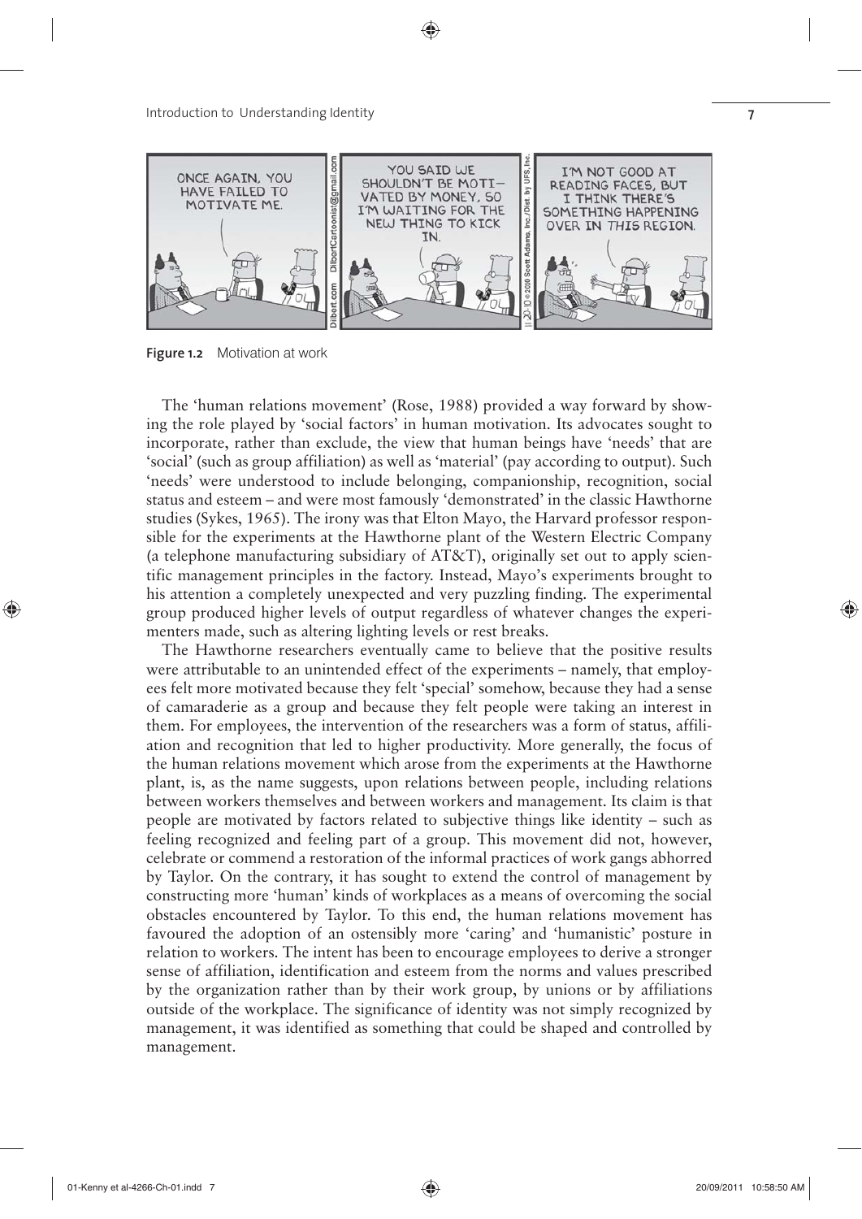Figure 1.2 Motivation at work

The 'human relations movement' (Rose, 1988) provided a way forward by showing the role played by 'social factors' in human motivation. Its advocates sought to incorporate, rather than exclude, the view that human beings have 'needs' that are 'social' (such as group affiliation) as well as 'material' (pay according to output). Such 'needs' were understood to include belonging, companionship, recognition, social status and esteem – and were most famously 'demonstrated' in the classic Hawthorne studies (Sykes, 1965). The irony was that Elton Mayo, the Harvard professor responsible for the experiments at the Hawthorne plant of the Western Electric Company (a telephone manufacturing subsidiary of AT&T), originally set out to apply scientific management principles in the factory. Instead, Mayo's experiments brought to his attention a completely unexpected and very puzzling finding. The experimental group produced higher levels of output regardless of whatever changes the experimenters made, such as altering lighting levels or rest breaks.

The Hawthorne researchers eventually came to believe that the positive results were attributable to an unintended effect of the experiments – namely, that employees felt more motivated because they felt 'special' somehow, because they had a sense of camaraderie as a group and because they felt people were taking an interest in them. For employees, the intervention of the researchers was a form of status, affiliation and recognition that led to higher productivity. More generally, the focus of the human relations movement which arose from the experiments at the Hawthorne plant, is, as the name suggests, upon relations between people, including relations between workers themselves and between workers and management. Its claim is that people are motivated by factors related to subjective things like identity – such as feeling recognized and feeling part of a group. This movement did not, however, celebrate or commend a restoration of the informal practices of work gangs abhorred by Taylor. On the contrary, it has sought to extend the control of management by constructing more 'human' kinds of workplaces as a means of overcoming the social obstacles encountered by Taylor. To this end, the human relations movement has favoured the adoption of an ostensibly more 'caring' and 'humanistic' posture in relation to workers. The intent has been to encourage employees to derive a stronger sense of affiliation, identification and esteem from the norms and values prescribed by the organization rather than by their work group, by unions or by affiliations outside of the workplace. The significance of identity was not simply recognized by management, it was identified as something that could be shaped and controlled by management.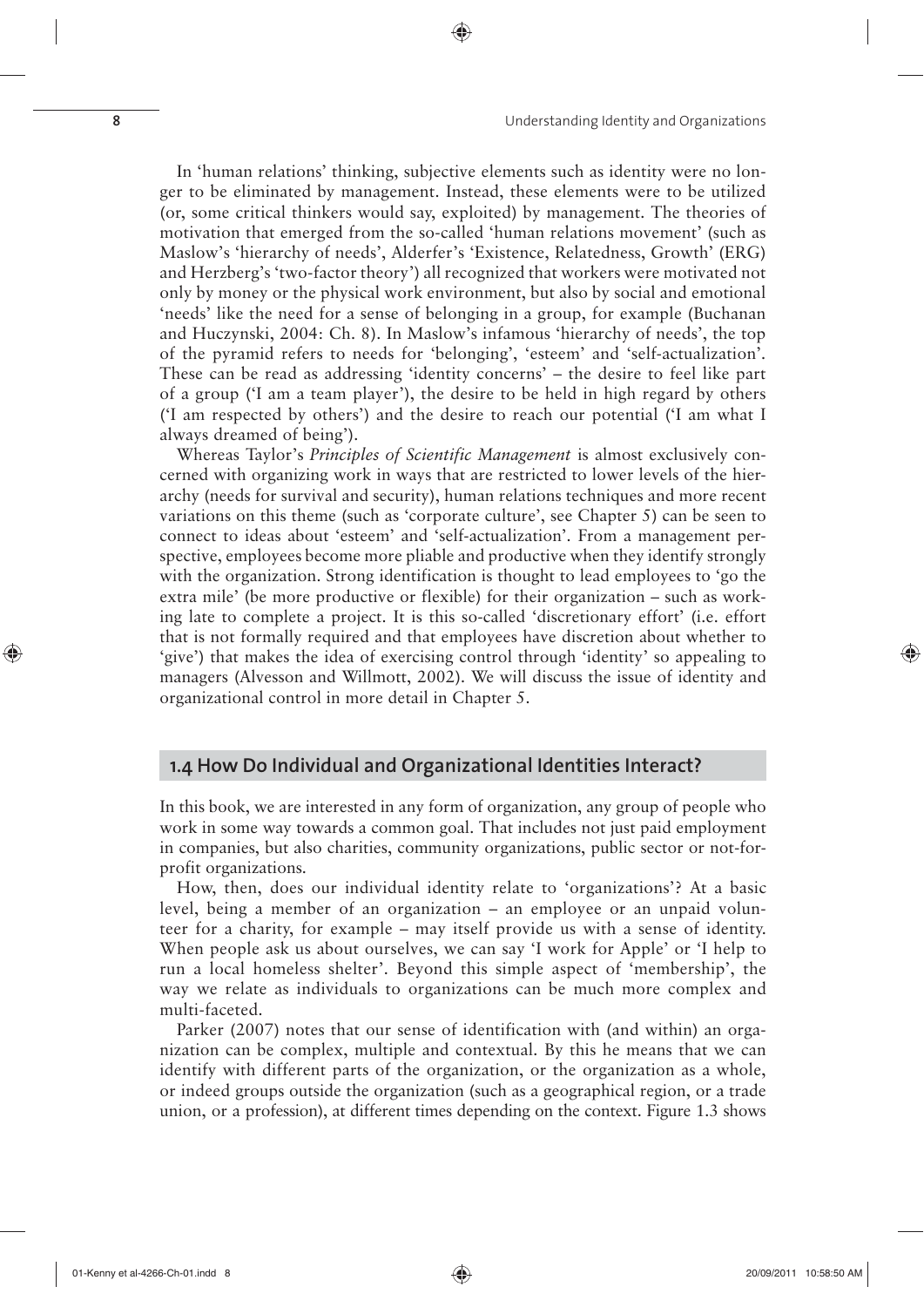In 'human relations' thinking, subjective elements such as identity were no longer to be eliminated by management. Instead, these elements were to be utilized (or, some critical thinkers would say, exploited) by management. The theories of motivation that emerged from the so-called 'human relations movement' (such as Maslow's 'hierarchy of needs', Alderfer's 'Existence, Relatedness, Growth' (ERG) and Herzberg's 'two-factor theory') all recognized that workers were motivated not only by money or the physical work environment, but also by social and emotional 'needs' like the need for a sense of belonging in a group, for example (Buchanan and Huczynski, 2004: Ch. 8). In Maslow's infamous 'hierarchy of needs', the top of the pyramid refers to needs for 'belonging', 'esteem' and 'self-actualization'. These can be read as addressing 'identity concerns' – the desire to feel like part of a group ('I am a team player'), the desire to be held in high regard by others ('I am respected by others') and the desire to reach our potential ('I am what I always dreamed of being').

Whereas Taylor's *Principles of Scientific Management* is almost exclusively concerned with organizing work in ways that are restricted to lower levels of the hierarchy (needs for survival and security), human relations techniques and more recent variations on this theme (such as 'corporate culture', see Chapter 5) can be seen to connect to ideas about 'esteem' and 'self-actualization'. From a management perspective, employees become more pliable and productive when they identify strongly with the organization. Strong identification is thought to lead employees to 'go the extra mile' (be more productive or flexible) for their organization – such as working late to complete a project. It is this so-called 'discretionary effort' (i.e. effort that is not formally required and that employees have discretion about whether to 'give') that makes the idea of exercising control through 'identity' so appealing to managers (Alvesson and Willmott, 2002). We will discuss the issue of identity and organizational control in more detail in Chapter 5.

## 1.4 How Do Individual and Organizational Identities Interact?

In this book, we are interested in any form of organization, any group of people who work in some way towards a common goal. That includes not just paid employment in companies, but also charities, community organizations, public sector or not-for-profit organizations.

How, then, does our individual identity relate to 'organizations'? At a basic level, being a member of an organization – an employee or an unpaid volunteer for a charity, for example – may itself provide us with a sense of identity. When people ask us about ourselves, we can say 'I work for Apple' or 'I help to run a local homeless shelter'. Beyond this simple aspect of 'membership', the way we relate as individuals to organizations can be much more complex and multi-faceted.

Parker (2007) notes that our sense of identification with (and within) an organization can be complex, multiple and contextual. By this he means that we can identify with different parts of the organization, or the organization as a whole, or indeed groups outside the organization (such as a geographical region, or a trade union, or a profession), at different times depending on the context. Figure 1.3 shows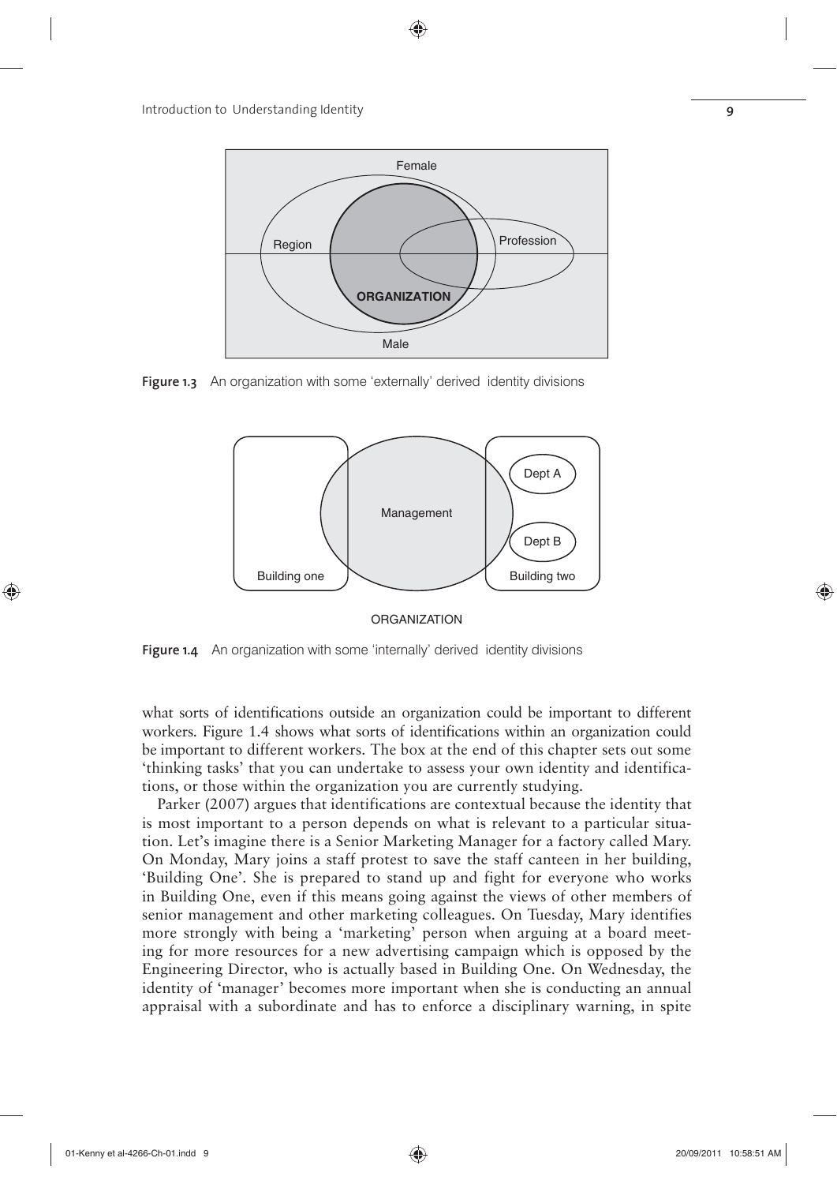Figure 1.3 An organization with some 'externally' derived identity divisions

Figure 1.4 An organization with some 'internally' derived identity divisions

what sorts of identifications outside an organization could be important to different workers. Figure 1.4 shows what sorts of identifications within an organization could be important to different workers. The box at the end of this chapter sets out some 'thinking tasks' that you can undertake to assess your own identity and identifications, or those within the organization you are currently studying.

Parker (2007) argues that identifications are contextual because the identity that is most important to a person depends on what is relevant to a particular situation. Let's imagine there is a Senior Marketing Manager for a factory called Mary. On Monday, Mary joins a staff protest to save the staff canteen in her building, 'Building One'. She is prepared to stand up and fight for everyone who works in Building One, even if this means going against the views of other members of senior management and other marketing colleagues. On Tuesday, Mary identifies more strongly with being a 'marketing' person when arguing at a board meeting for more resources for a new advertising campaign which is opposed by the Engineering Director, who is actually based in Building One. On Wednesday, the identity of 'manager' becomes more important when she is conducting an annual appraisal with a subordinate and has to enforce a disciplinary warning, in spite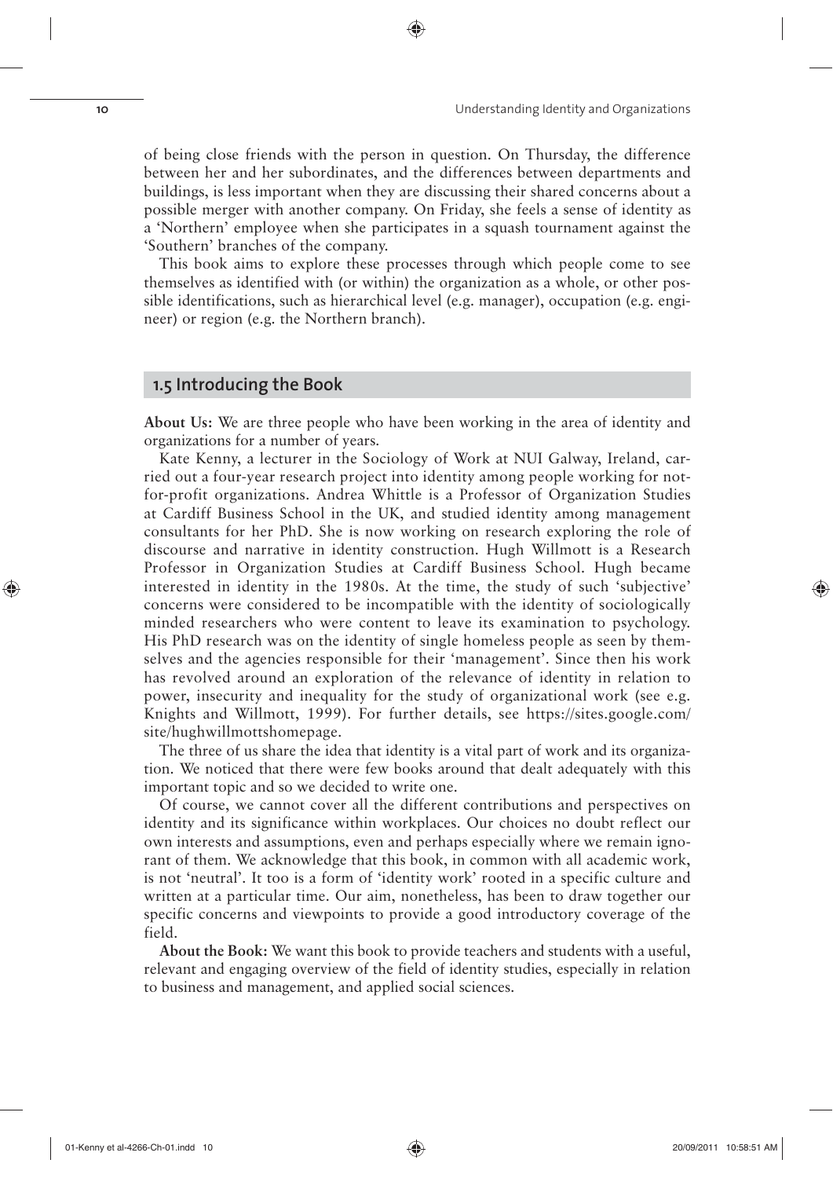of being close friends with the person in question. On Thursday, the difference between her and her subordinates, and the differences between departments and buildings, is less important when they are discussing their shared concerns about a possible merger with another company. On Friday, she feels a sense of identity as a 'Northern' employee when she participates in a squash tournament against the 'Southern' branches of the company.

This book aims to explore these processes through which people come to see themselves as identified with (or within) the organization as a whole, or other possible identifications, such as hierarchical level (e.g. manager), occupation (e.g. engineer) or region (e.g. the Northern branch).

## 1.5 Introducing the Book

**About Us:** We are three people who have been working in the area of identity and organizations for a number of years.

Kate Kenny, a lecturer in the Sociology of Work at NUI Galway, Ireland, carried out a four-year research project into identity among people working for not-for-profit organizations. Andrea Whittle is a Professor of Organization Studies at Cardiff Business School in the UK, and studied identity among management consultants for her PhD. She is now working on research exploring the role of discourse and narrative in identity construction. Hugh Willmott is a Research Professor in Organization Studies at Cardiff Business School. Hugh became interested in identity in the 1980s. At the time, the study of such 'subjective' concerns were considered to be incompatible with the identity of sociologically minded researchers who were content to leave its examination to psychology. His PhD research was on the identity of single homeless people as seen by themselves and the agencies responsible for their 'management'. Since then his work has revolved around an exploration of the relevance of identity in relation to power, insecurity and inequality for the study of organizational work (see e.g. Knights and Willmott, 1999). For further details, see https://sites.google.com/site/hughwillmottshomepage.

The three of us share the idea that identity is a vital part of work and its organization. We noticed that there were few books around that dealt adequately with this important topic and so we decided to write one.

Of course, we cannot cover all the different contributions and perspectives on identity and its significance within workplaces. Our choices no doubt reflect our own interests and assumptions, even and perhaps especially where we remain ignorant of them. We acknowledge that this book, in common with all academic work, is not 'neutral'. It too is a form of 'identity work' rooted in a specific culture and written at a particular time. Our aim, nonetheless, has been to draw together our specific concerns and viewpoints to provide a good introductory coverage of the field.

**About the Book:** We want this book to provide teachers and students with a useful, relevant and engaging overview of the field of identity studies, especially in relation to business and management, and applied social sciences.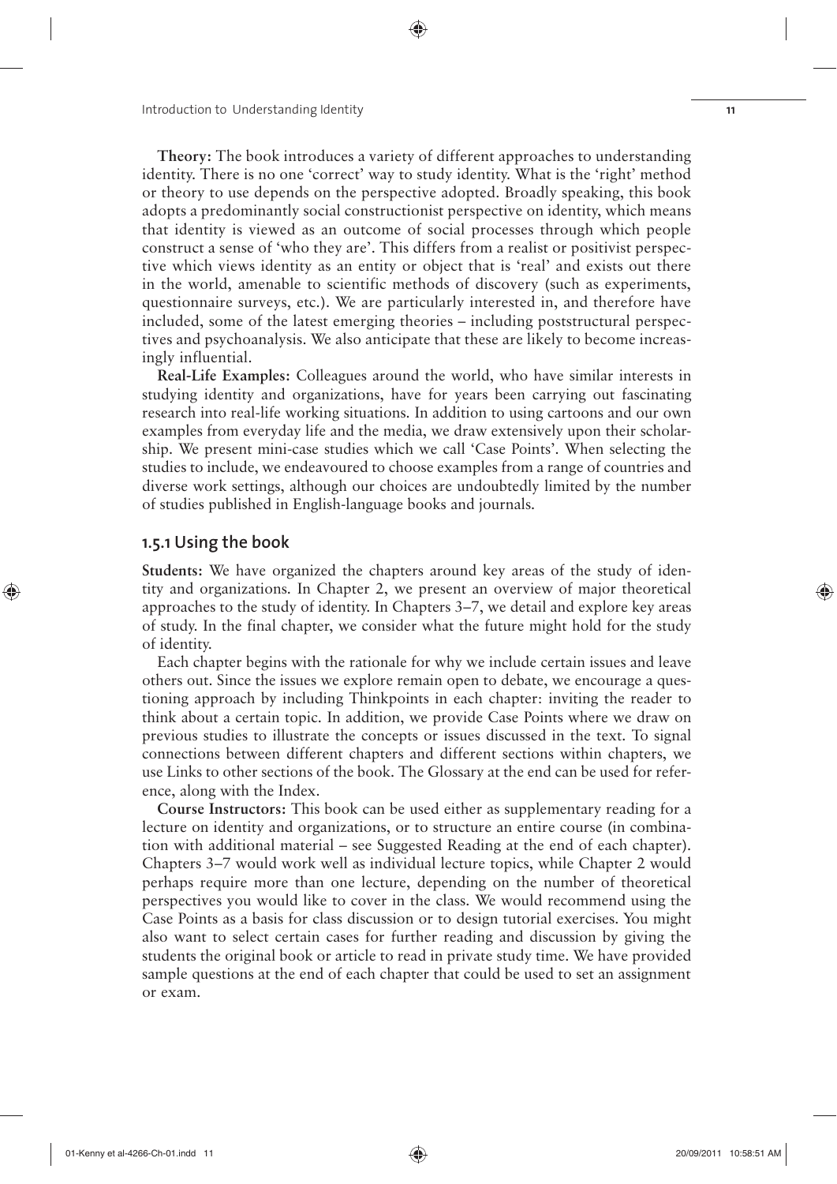**Theory:** The book introduces a variety of different approaches to understanding identity. There is no one 'correct' way to study identity. What is the 'right' method or theory to use depends on the perspective adopted. Broadly speaking, this book adopts a predominantly social constructionist perspective on identity, which means that identity is viewed as an outcome of social processes through which people construct a sense of 'who they are'. This differs from a realist or positivist perspective which views identity as an entity or object that is 'real' and exists out there in the world, amenable to scientific methods of discovery (such as experiments, questionnaire surveys, etc.). We are particularly interested in, and therefore have included, some of the latest emerging theories – including poststructural perspectives and psychoanalysis. We also anticipate that these are likely to become increasingly influential.

**Real-Life Examples:** Colleagues around the world, who have similar interests in studying identity and organizations, have for years been carrying out fascinating research into real-life working situations. In addition to using cartoons and our own examples from everyday life and the media, we draw extensively upon their scholarship. We present mini-case studies which we call 'Case Points'. When selecting the studies to include, we endeavoured to choose examples from a range of countries and diverse work settings, although our choices are undoubtedly limited by the number of studies published in English-language books and journals.

### 1.5.1 Using the book

**Students:** We have organized the chapters around key areas of the study of identity and organizations. In Chapter 2, we present an overview of major theoretical approaches to the study of identity. In Chapters 3–7, we detail and explore key areas of study. In the final chapter, we consider what the future might hold for the study of identity.

Each chapter begins with the rationale for why we include certain issues and leave others out. Since the issues we explore remain open to debate, we encourage a questioning approach by including Thinkpoints in each chapter: inviting the reader to think about a certain topic. In addition, we provide Case Points where we draw on previous studies to illustrate the concepts or issues discussed in the text. To signal connections between different chapters and different sections within chapters, we use Links to other sections of the book. The Glossary at the end can be used for reference, along with the Index.

**Course Instructors:** This book can be used either as supplementary reading for a lecture on identity and organizations, or to structure an entire course (in combination with additional material – see Suggested Reading at the end of each chapter). Chapters 3–7 would work well as individual lecture topics, while Chapter 2 would perhaps require more than one lecture, depending on the number of theoretical perspectives you would like to cover in the class. We would recommend using the Case Points as a basis for class discussion or to design tutorial exercises. You might also want to select certain cases for further reading and discussion by giving the students the original book or article to read in private study time. We have provided sample questions at the end of each chapter that could be used to set an assignment or exam.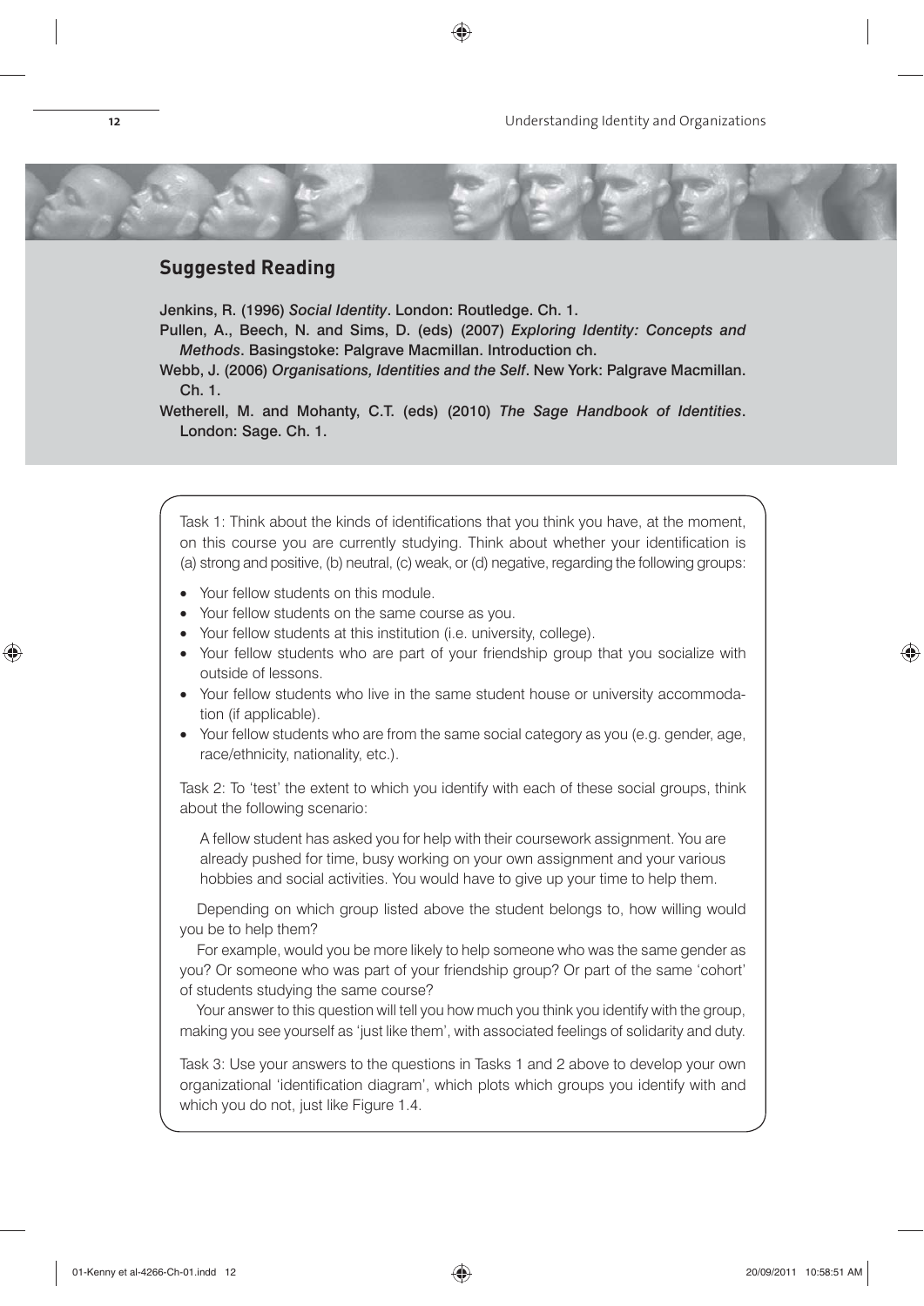## Suggested Reading

Jenkins, R. (1996) *Social Identity*. London: Routledge. Ch. 1.

Pullen, A., Beech, N. and Sims, D. (eds) (2007) *Exploring Identity: Concepts and Methods*. Basingstoke: Palgrave Macmillan. Introduction ch.

Webb, J. (2006) *Organisations, Identities and the Self*. New York: Palgrave Macmillan. Ch. 1.

Wetherell, M. and Mohanty, C.T. (eds) (2010) *The Sage Handbook of Identities*. London: Sage. Ch. 1.

Task 1: Think about the kinds of identifications that you think you have, at the moment, on this course you are currently studying. Think about whether your identification is (a) strong and positive, (b) neutral, (c) weak, or (d) negative, regarding the following groups:

- Your fellow students on this module.
- Your fellow students on the same course as you.
- Your fellow students at this institution (i.e. university, college).
- Your fellow students who are part of your friendship group that you socialize with outside of lessons.
- Your fellow students who live in the same student house or university accommodation (if applicable).
- Your fellow students who are from the same social category as you (e.g. gender, age, race/ethnicity, nationality, etc.).

Task 2: To 'test' the extent to which you identify with each of these social groups, think about the following scenario:

> A fellow student has asked you for help with their coursework assignment. You are already pushed for time, busy working on your own assignment and your various hobbies and social activities. You would have to give up your time to help them.

Depending on which group listed above the student belongs to, how willing would you be to help them?

For example, would you be more likely to help someone who was the same gender as you? Or someone who was part of your friendship group? Or part of the same 'cohort' of students studying the same course?

Your answer to this question will tell you how much you think you identify with the group, making you see yourself as 'just like them', with associated feelings of solidarity and duty.

Task 3: Use your answers to the questions in Tasks 1 and 2 above to develop your own organizational 'identification diagram', which plots which groups you identify with and which you do not, just like Figure 1.4.